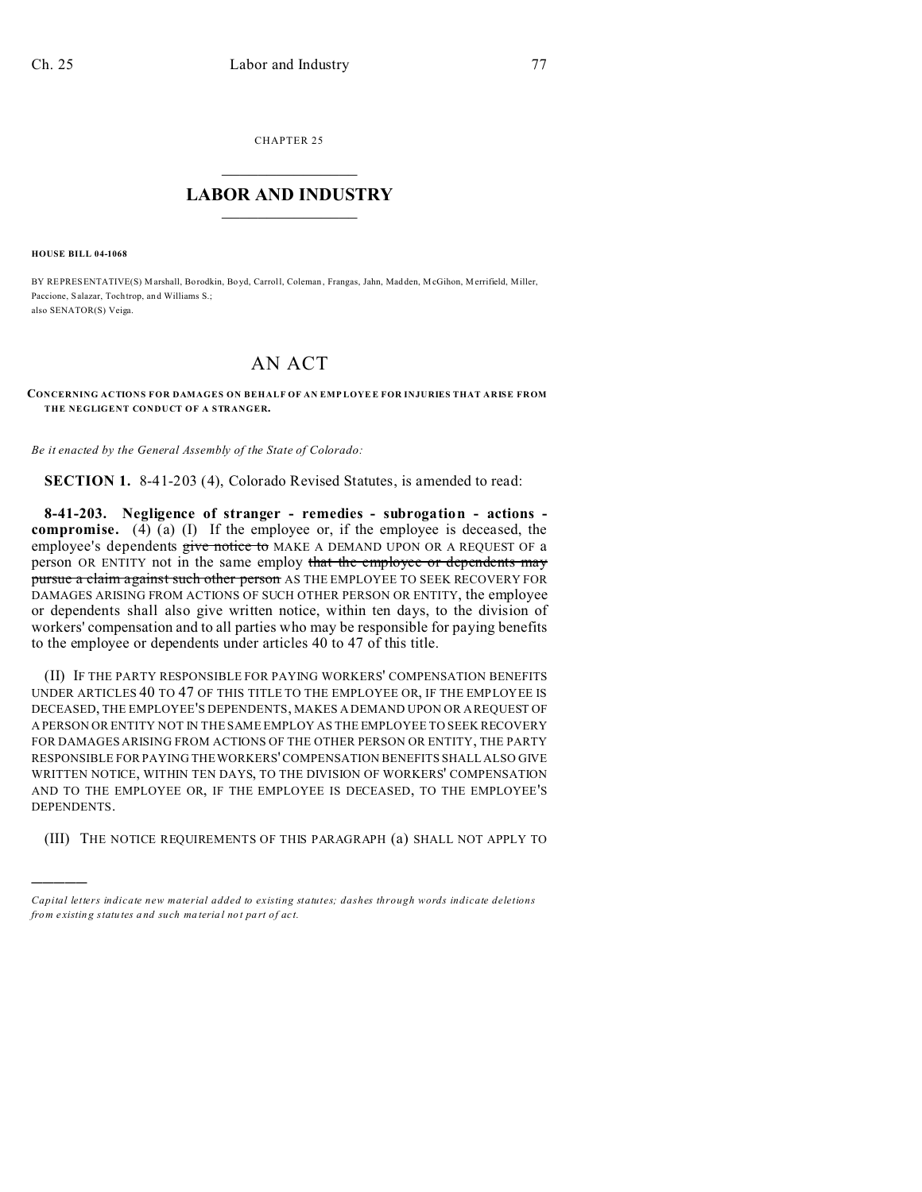CHAPTER 25

# LABOR AND INDUSTRY

**HOUSE BILL 04-1068**

BY REPRESENTATIVE(S) Marshall, Borodkin, Boyd, Carroll, Coleman, Frangas, Jahn, Madden, McGihon, Merrifield, Miller, Paccione, Salazar, Tochtrop, and Williams S.;
also SENATOR(S) Veiga.

# AN ACT

**CONCERNING ACTIONS FOR DAMAGES ON BEHALF OF AN EMPLOYEE FOR INJURIES THAT ARISE FROM THE NEGLIGENT CONDUCT OF A STRANGER.**

*Be it enacted by the General Assembly of the State of Colorado:*

**SECTION 1.** 8-41-203 (4), Colorado Revised Statutes, is amended to read:

**8-41-203. Negligence of stranger - remedies - subrogation - actions - compromise.** (4) (a) (I) If the employee or, if the employee is deceased, the employee's dependents ~~give notice to~~ MAKE A DEMAND UPON OR A REQUEST OF a person OR ENTITY not in the same employ ~~that the employee or dependents may pursue a claim against such other person~~ AS THE EMPLOYEE TO SEEK RECOVERY FOR DAMAGES ARISING FROM ACTIONS OF SUCH OTHER PERSON OR ENTITY, the employee or dependents shall also give written notice, within ten days, to the division of workers' compensation and to all parties who may be responsible for paying benefits to the employee or dependents under articles 40 to 47 of this title.

(II) IF THE PARTY RESPONSIBLE FOR PAYING WORKERS' COMPENSATION BENEFITS UNDER ARTICLES 40 TO 47 OF THIS TITLE TO THE EMPLOYEE OR, IF THE EMPLOYEE IS DECEASED, THE EMPLOYEE'S DEPENDENTS, MAKES A DEMAND UPON OR A REQUEST OF A PERSON OR ENTITY NOT IN THE SAME EMPLOY AS THE EMPLOYEE TO SEEK RECOVERY FOR DAMAGES ARISING FROM ACTIONS OF THE OTHER PERSON OR ENTITY, THE PARTY RESPONSIBLE FOR PAYING THE WORKERS' COMPENSATION BENEFITS SHALL ALSO GIVE WRITTEN NOTICE, WITHIN TEN DAYS, TO THE DIVISION OF WORKERS' COMPENSATION AND TO THE EMPLOYEE OR, IF THE EMPLOYEE IS DECEASED, TO THE EMPLOYEE'S DEPENDENTS.

(III) THE NOTICE REQUIREMENTS OF THIS PARAGRAPH (a) SHALL NOT APPLY TO

---

*Capital letters indicate new material added to existing statutes; dashes through words indicate deletions from existing statutes and such material not part of act.*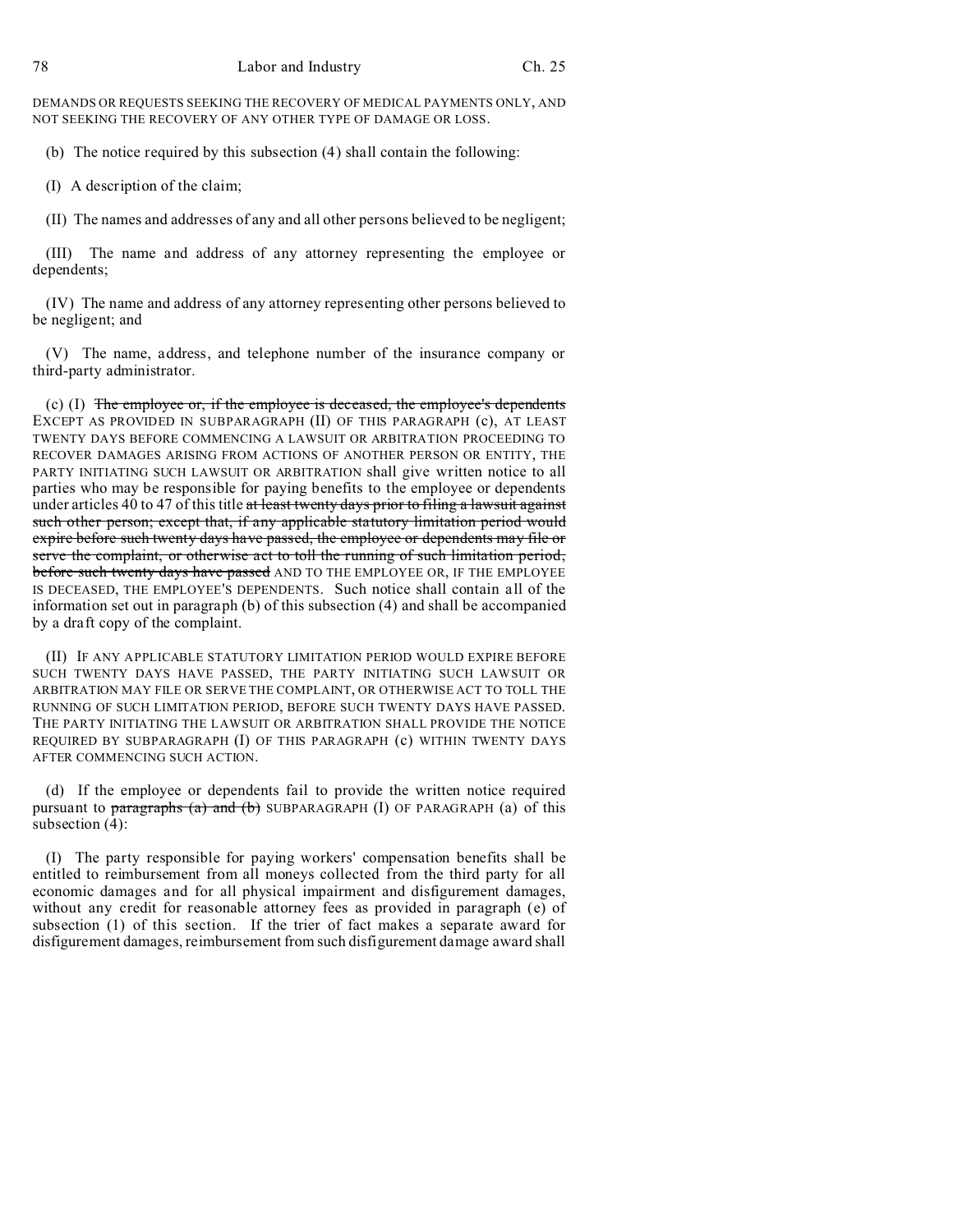DEMANDS OR REQUESTS SEEKING THE RECOVERY OF MEDICAL PAYMENTS ONLY, AND NOT SEEKING THE RECOVERY OF ANY OTHER TYPE OF DAMAGE OR LOSS.

(b) The notice required by this subsection (4) shall contain the following:

(I) A description of the claim;

(II) The names and addresses of any and all other persons believed to be negligent;

(III) The name and address of any attorney representing the employee or dependents;

(IV) The name and address of any attorney representing other persons believed to be negligent; and

(V) The name, address, and telephone number of the insurance company or third-party administrator.

(c) (I) ~~The employee or, if the employee is deceased, the employee's dependents~~ EXCEPT AS PROVIDED IN SUBPARAGRAPH (II) OF THIS PARAGRAPH (c), AT LEAST TWENTY DAYS BEFORE COMMENCING A LAWSUIT OR ARBITRATION PROCEEDING TO RECOVER DAMAGES ARISING FROM ACTIONS OF ANOTHER PERSON OR ENTITY, THE PARTY INITIATING SUCH LAWSUIT OR ARBITRATION shall give written notice to all parties who may be responsible for paying benefits to the employee or dependents under articles 40 to 47 of this title ~~at least twenty days prior to filing a lawsuit against such other person; except that, if any applicable statutory limitation period would expire before such twenty days have passed, the employee or dependents may file or serve the complaint, or otherwise act to toll the running of such limitation period, before such twenty days have passed~~ AND TO THE EMPLOYEE OR, IF THE EMPLOYEE IS DECEASED, THE EMPLOYEE'S DEPENDENTS. Such notice shall contain all of the information set out in paragraph (b) of this subsection (4) and shall be accompanied by a draft copy of the complaint.

(II) IF ANY APPLICABLE STATUTORY LIMITATION PERIOD WOULD EXPIRE BEFORE SUCH TWENTY DAYS HAVE PASSED, THE PARTY INITIATING SUCH LAWSUIT OR ARBITRATION MAY FILE OR SERVE THE COMPLAINT, OR OTHERWISE ACT TO TOLL THE RUNNING OF SUCH LIMITATION PERIOD, BEFORE SUCH TWENTY DAYS HAVE PASSED. THE PARTY INITIATING THE LAWSUIT OR ARBITRATION SHALL PROVIDE THE NOTICE REQUIRED BY SUBPARAGRAPH (I) OF THIS PARAGRAPH (c) WITHIN TWENTY DAYS AFTER COMMENCING SUCH ACTION.

(d) If the employee or dependents fail to provide the written notice required pursuant to ~~paragraphs (a) and (b)~~ SUBPARAGRAPH (I) OF PARAGRAPH (a) of this subsection (4):

(I) The party responsible for paying workers' compensation benefits shall be entitled to reimbursement from all moneys collected from the third party for all economic damages and for all physical impairment and disfigurement damages, without any credit for reasonable attorney fees as provided in paragraph (e) of subsection (1) of this section. If the trier of fact makes a separate award for disfigurement damages, reimbursement from such disfigurement damage award shall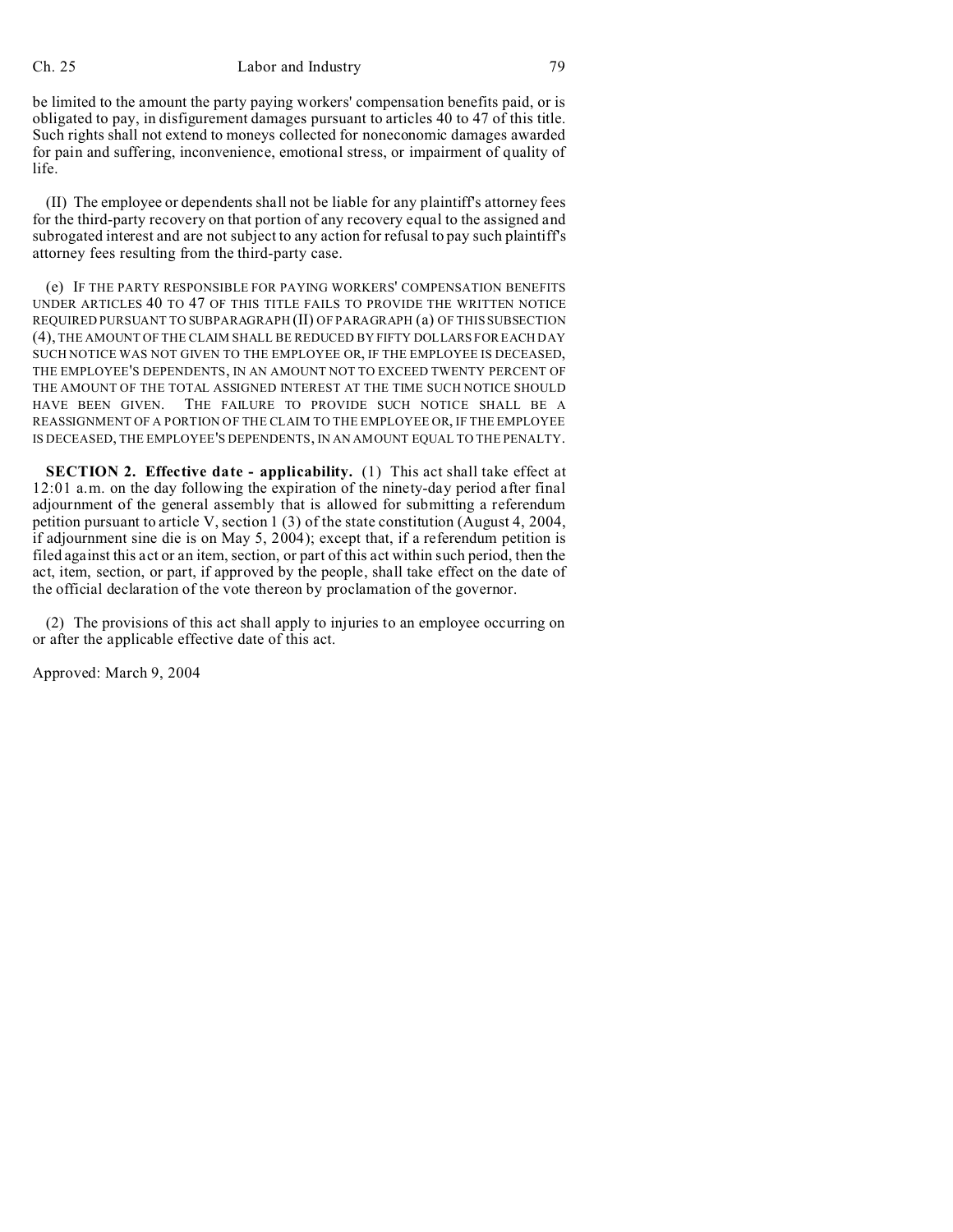be limited to the amount the party paying workers' compensation benefits paid, or is obligated to pay, in disfigurement damages pursuant to articles 40 to 47 of this title. Such rights shall not extend to moneys collected for noneconomic damages awarded for pain and suffering, inconvenience, emotional stress, or impairment of quality of life.

(II) The employee or dependents shall not be liable for any plaintiff's attorney fees for the third-party recovery on that portion of any recovery equal to the assigned and subrogated interest and are not subject to any action for refusal to pay such plaintiff's attorney fees resulting from the third-party case.

(e) IF THE PARTY RESPONSIBLE FOR PAYING WORKERS' COMPENSATION BENEFITS UNDER ARTICLES 40 TO 47 OF THIS TITLE FAILS TO PROVIDE THE WRITTEN NOTICE REQUIRED PURSUANT TO SUBPARAGRAPH (II) OF PARAGRAPH (a) OF THIS SUBSECTION (4), THE AMOUNT OF THE CLAIM SHALL BE REDUCED BY FIFTY DOLLARS FOR EACH DAY SUCH NOTICE WAS NOT GIVEN TO THE EMPLOYEE OR, IF THE EMPLOYEE IS DECEASED, THE EMPLOYEE'S DEPENDENTS, IN AN AMOUNT NOT TO EXCEED TWENTY PERCENT OF THE AMOUNT OF THE TOTAL ASSIGNED INTEREST AT THE TIME SUCH NOTICE SHOULD HAVE BEEN GIVEN. THE FAILURE TO PROVIDE SUCH NOTICE SHALL BE A REASSIGNMENT OF A PORTION OF THE CLAIM TO THE EMPLOYEE OR, IF THE EMPLOYEE IS DECEASED, THE EMPLOYEE'S DEPENDENTS, IN AN AMOUNT EQUAL TO THE PENALTY.

**SECTION 2. Effective date - applicability.** (1) This act shall take effect at 12:01 a.m. on the day following the expiration of the ninety-day period after final adjournment of the general assembly that is allowed for submitting a referendum petition pursuant to article V, section 1 (3) of the state constitution (August 4, 2004, if adjournment sine die is on May 5, 2004); except that, if a referendum petition is filed against this act or an item, section, or part of this act within such period, then the act, item, section, or part, if approved by the people, shall take effect on the date of the official declaration of the vote thereon by proclamation of the governor.

(2) The provisions of this act shall apply to injuries to an employee occurring on or after the applicable effective date of this act.

Approved: March 9, 2004